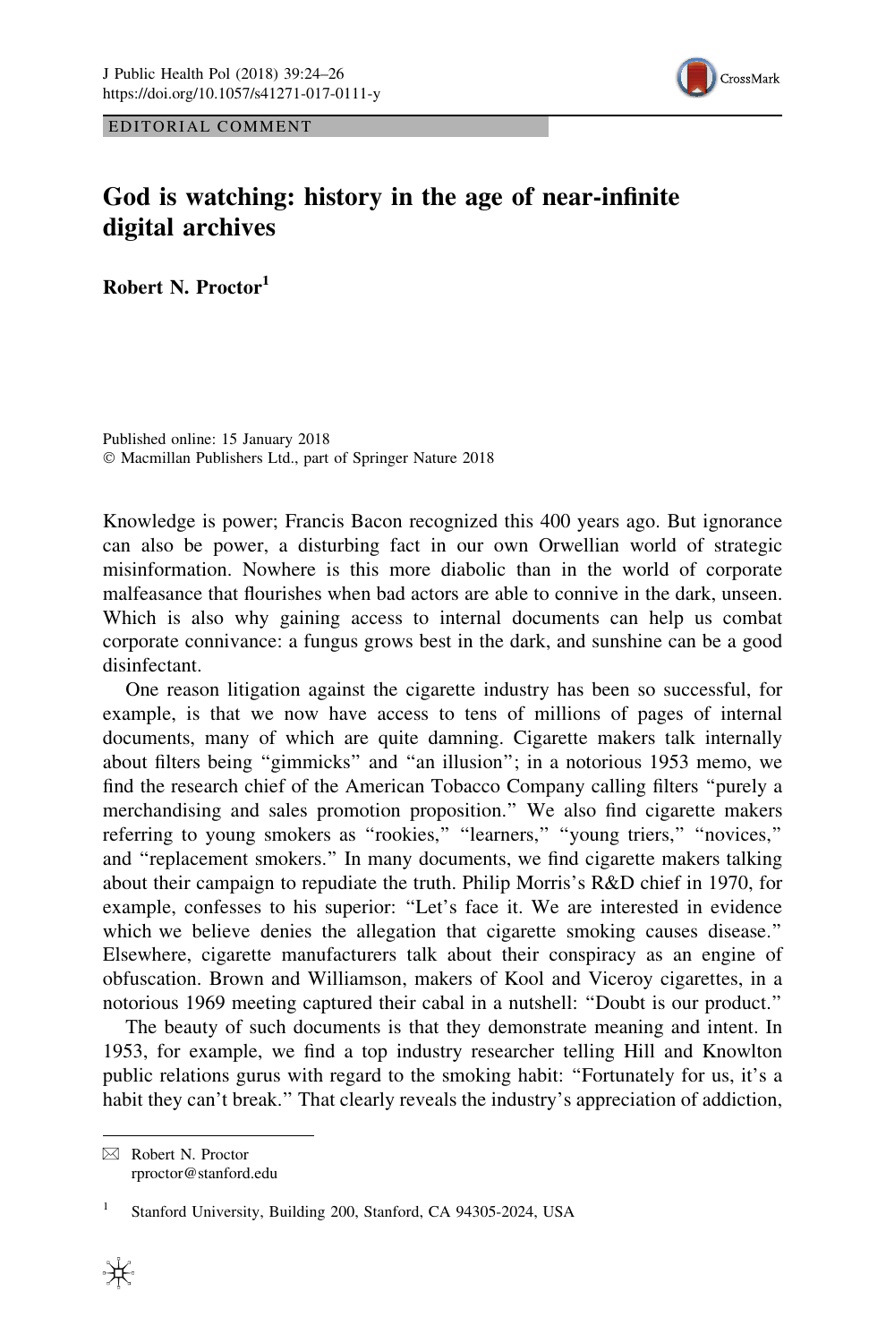EDITORIAL COMMENT

# God is watching: history in the age of near-infinite digital archives

**Robert N. Proctor**[1]

Published online: 15 January 2018
© Macmillan Publishers Ltd., part of Springer Nature 2018

Knowledge is power; Francis Bacon recognized this 400 years ago. But ignorance can also be power, a disturbing fact in our own Orwellian world of strategic misinformation. Nowhere is this more diabolic than in the world of corporate malfeasance that flourishes when bad actors are able to connive in the dark, unseen. Which is also why gaining access to internal documents can help us combat corporate connivance: a fungus grows best in the dark, and sunshine can be a good disinfectant.

One reason litigation against the cigarette industry has been so successful, for example, is that we now have access to tens of millions of pages of internal documents, many of which are quite damning. Cigarette makers talk internally about filters being "gimmicks" and "an illusion"; in a notorious 1953 memo, we find the research chief of the American Tobacco Company calling filters "purely a merchandising and sales promotion proposition." We also find cigarette makers referring to young smokers as "rookies," "learners," "young triers," "novices," and "replacement smokers." In many documents, we find cigarette makers talking about their campaign to repudiate the truth. Philip Morris's R&D chief in 1970, for example, confesses to his superior: "Let's face it. We are interested in evidence which we believe denies the allegation that cigarette smoking causes disease." Elsewhere, cigarette manufacturers talk about their conspiracy as an engine of obfuscation. Brown and Williamson, makers of Kool and Viceroy cigarettes, in a notorious 1969 meeting captured their cabal in a nutshell: "Doubt is our product."

The beauty of such documents is that they demonstrate meaning and intent. In 1953, for example, we find a top industry researcher telling Hill and Knowlton public relations gurus with regard to the smoking habit: "Fortunately for us, it's a habit they can't break." That clearly reveals the industry's appreciation of addiction,

---

✉ Robert N. Proctor
rproctor@stanford.edu

[1] Stanford University, Building 200, Stanford, CA 94305-2024, USA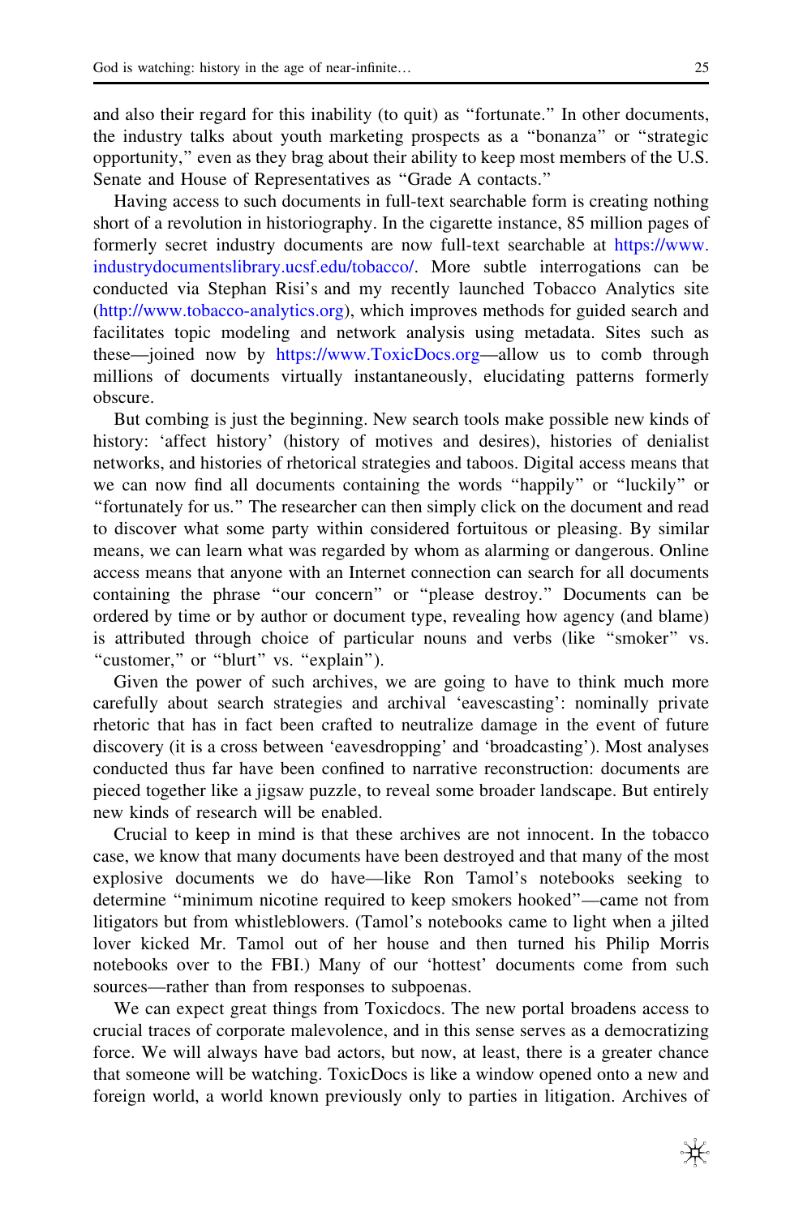and also their regard for this inability (to quit) as "fortunate." In other documents, the industry talks about youth marketing prospects as a "bonanza" or "strategic opportunity," even as they brag about their ability to keep most members of the U.S. Senate and House of Representatives as "Grade A contacts."

Having access to such documents in full-text searchable form is creating nothing short of a revolution in historiography. In the cigarette instance, 85 million pages of formerly secret industry documents are now full-text searchable at https://www.industrydocumentslibrary.ucsf.edu/tobacco/. More subtle interrogations can be conducted via Stephan Risi's and my recently launched Tobacco Analytics site (http://www.tobacco-analytics.org), which improves methods for guided search and facilitates topic modeling and network analysis using metadata. Sites such as these—joined now by https://www.ToxicDocs.org—allow us to comb through millions of documents virtually instantaneously, elucidating patterns formerly obscure.

But combing is just the beginning. New search tools make possible new kinds of history: 'affect history' (history of motives and desires), histories of denialist networks, and histories of rhetorical strategies and taboos. Digital access means that we can now find all documents containing the words "happily" or "luckily" or "fortunately for us." The researcher can then simply click on the document and read to discover what some party within considered fortuitous or pleasing. By similar means, we can learn what was regarded by whom as alarming or dangerous. Online access means that anyone with an Internet connection can search for all documents containing the phrase "our concern" or "please destroy." Documents can be ordered by time or by author or document type, revealing how agency (and blame) is attributed through choice of particular nouns and verbs (like "smoker" vs. "customer," or "blurt" vs. "explain").

Given the power of such archives, we are going to have to think much more carefully about search strategies and archival 'eavescasting': nominally private rhetoric that has in fact been crafted to neutralize damage in the event of future discovery (it is a cross between 'eavesdropping' and 'broadcasting'). Most analyses conducted thus far have been confined to narrative reconstruction: documents are pieced together like a jigsaw puzzle, to reveal some broader landscape. But entirely new kinds of research will be enabled.

Crucial to keep in mind is that these archives are not innocent. In the tobacco case, we know that many documents have been destroyed and that many of the most explosive documents we do have—like Ron Tamol's notebooks seeking to determine "minimum nicotine required to keep smokers hooked"—came not from litigators but from whistleblowers. (Tamol's notebooks came to light when a jilted lover kicked Mr. Tamol out of her house and then turned his Philip Morris notebooks over to the FBI.) Many of our 'hottest' documents come from such sources—rather than from responses to subpoenas.

We can expect great things from Toxicdocs. The new portal broadens access to crucial traces of corporate malevolence, and in this sense serves as a democratizing force. We will always have bad actors, but now, at least, there is a greater chance that someone will be watching. ToxicDocs is like a window opened onto a new and foreign world, a world known previously only to parties in litigation. Archives of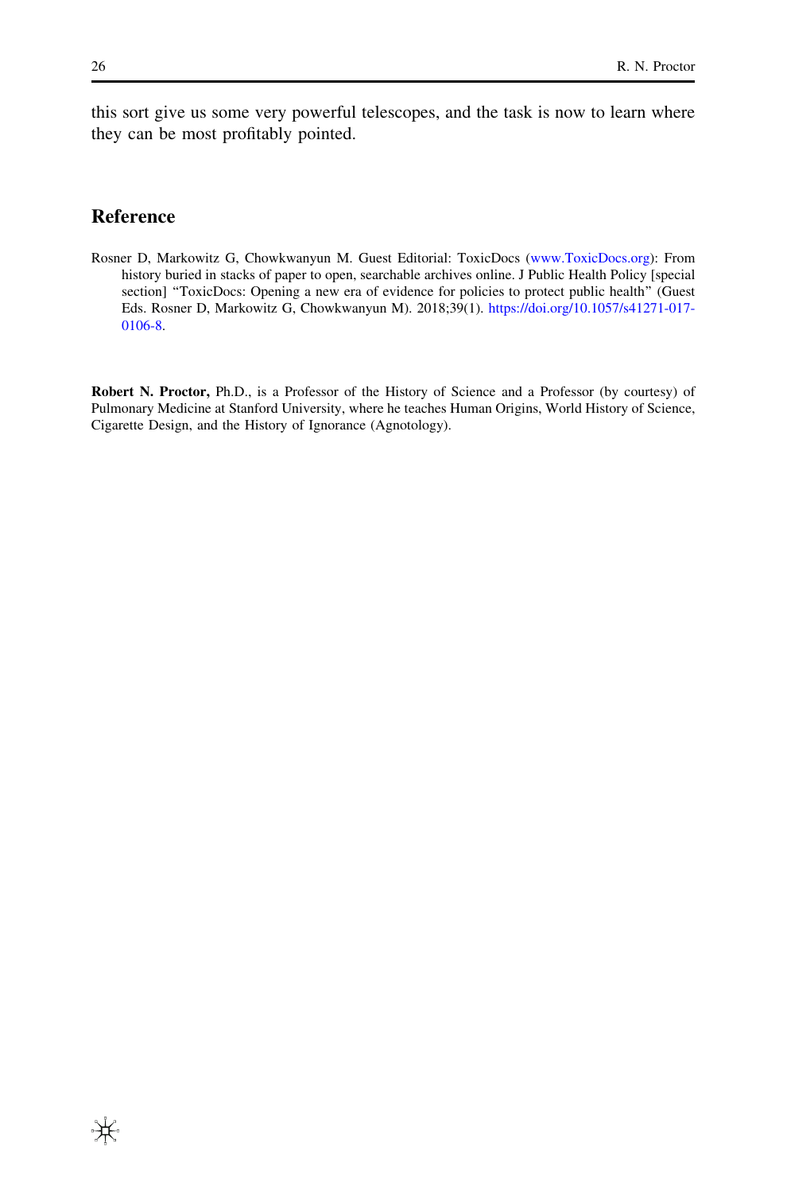this sort give us some very powerful telescopes, and the task is now to learn where they can be most profitably pointed.

## Reference

Rosner D, Markowitz G, Chowkwanyun M. Guest Editorial: ToxicDocs (www.ToxicDocs.org): From history buried in stacks of paper to open, searchable archives online. J Public Health Policy [special section] "ToxicDocs: Opening a new era of evidence for policies to protect public health" (Guest Eds. Rosner D, Markowitz G, Chowkwanyun M). 2018;39(1). https://doi.org/10.1057/s41271-017-0106-8.

**Robert N. Proctor,** Ph.D., is a Professor of the History of Science and a Professor (by courtesy) of Pulmonary Medicine at Stanford University, where he teaches Human Origins, World History of Science, Cigarette Design, and the History of Ignorance (Agnotology).